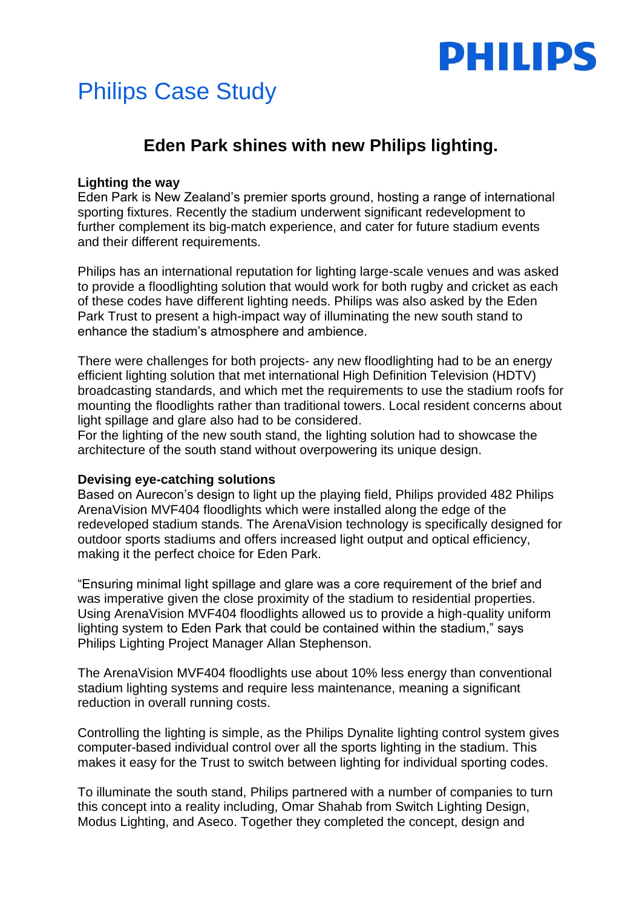PHILIPS

# Philips Case Study

## Eden Park shines with new Philips lighting.

**Lighting the way**

Eden Park is New Zealand's premier sports ground, hosting a range of international sporting fixtures. Recently the stadium underwent significant redevelopment to further complement its big-match experience, and cater for future stadium events and their different requirements.

Philips has an international reputation for lighting large-scale venues and was asked to provide a floodlighting solution that would work for both rugby and cricket as each of these codes have different lighting needs. Philips was also asked by the Eden Park Trust to present a high-impact way of illuminating the new south stand to enhance the stadium's atmosphere and ambience.

There were challenges for both projects- any new floodlighting had to be an energy efficient lighting solution that met international High Definition Television (HDTV) broadcasting standards, and which met the requirements to use the stadium roofs for mounting the floodlights rather than traditional towers. Local resident concerns about light spillage and glare also had to be considered.
For the lighting of the new south stand, the lighting solution had to showcase the architecture of the south stand without overpowering its unique design.

**Devising eye-catching solutions**

Based on Aurecon's design to light up the playing field, Philips provided 482 Philips ArenaVision MVF404 floodlights which were installed along the edge of the redeveloped stadium stands. The ArenaVision technology is specifically designed for outdoor sports stadiums and offers increased light output and optical efficiency, making it the perfect choice for Eden Park.

"Ensuring minimal light spillage and glare was a core requirement of the brief and was imperative given the close proximity of the stadium to residential properties. Using ArenaVision MVF404 floodlights allowed us to provide a high-quality uniform lighting system to Eden Park that could be contained within the stadium," says Philips Lighting Project Manager Allan Stephenson.

The ArenaVision MVF404 floodlights use about 10% less energy than conventional stadium lighting systems and require less maintenance, meaning a significant reduction in overall running costs.

Controlling the lighting is simple, as the Philips Dynalite lighting control system gives computer-based individual control over all the sports lighting in the stadium. This makes it easy for the Trust to switch between lighting for individual sporting codes.

To illuminate the south stand, Philips partnered with a number of companies to turn this concept into a reality including, Omar Shahab from Switch Lighting Design, Modus Lighting, and Aseco. Together they completed the concept, design and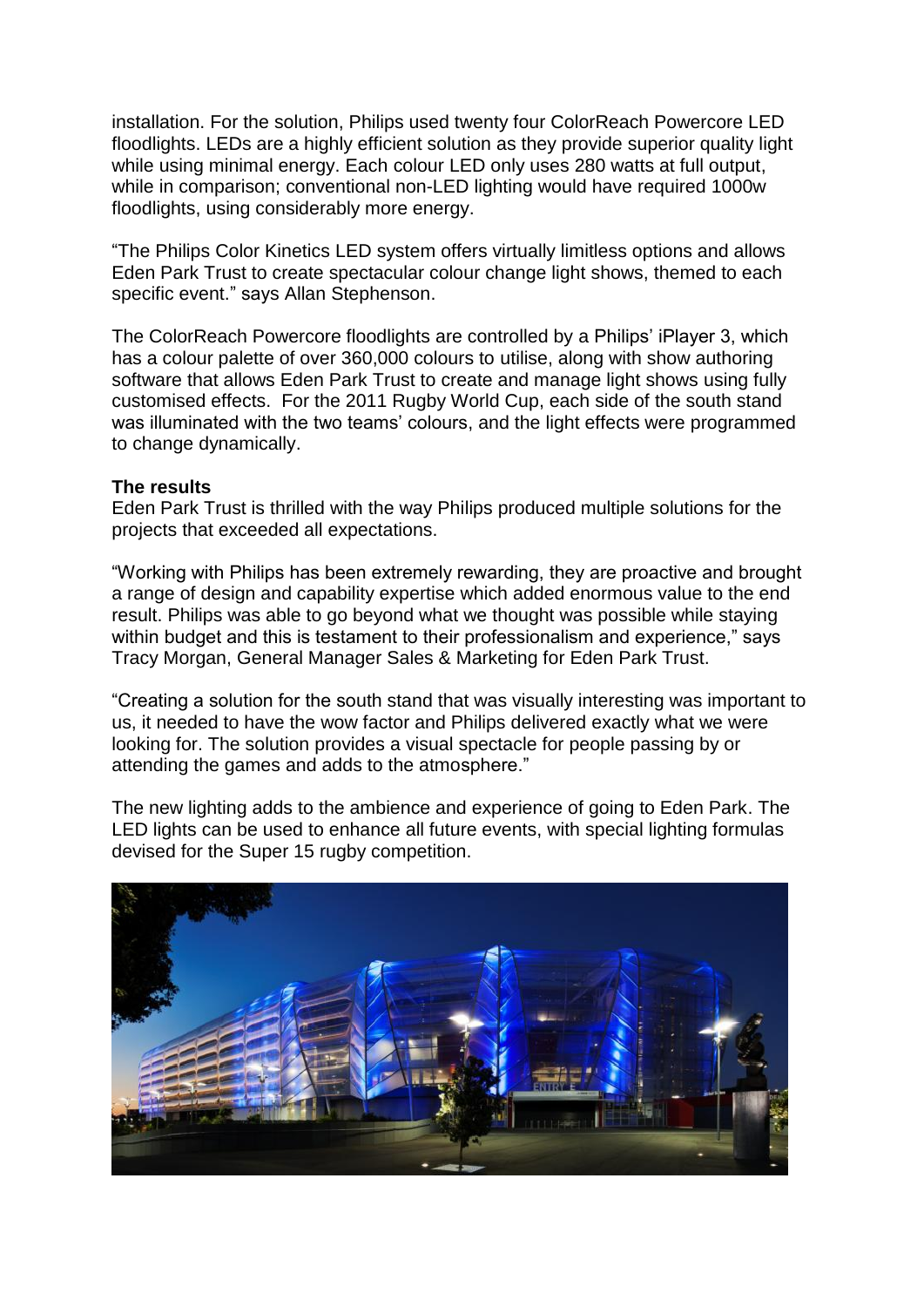installation. For the solution, Philips used twenty four ColorReach Powercore LED floodlights. LEDs are a highly efficient solution as they provide superior quality light while using minimal energy. Each colour LED only uses 280 watts at full output, while in comparison; conventional non-LED lighting would have required 1000w floodlights, using considerably more energy.

"The Philips Color Kinetics LED system offers virtually limitless options and allows Eden Park Trust to create spectacular colour change light shows, themed to each specific event." says Allan Stephenson.

The ColorReach Powercore floodlights are controlled by a Philips' iPlayer 3, which has a colour palette of over 360,000 colours to utilise, along with show authoring software that allows Eden Park Trust to create and manage light shows using fully customised effects. For the 2011 Rugby World Cup, each side of the south stand was illuminated with the two teams' colours, and the light effects were programmed to change dynamically.

**The results**

Eden Park Trust is thrilled with the way Philips produced multiple solutions for the projects that exceeded all expectations.

"Working with Philips has been extremely rewarding, they are proactive and brought a range of design and capability expertise which added enormous value to the end result. Philips was able to go beyond what we thought was possible while staying within budget and this is testament to their professionalism and experience," says Tracy Morgan, General Manager Sales & Marketing for Eden Park Trust.

"Creating a solution for the south stand that was visually interesting was important to us, it needed to have the wow factor and Philips delivered exactly what we were looking for. The solution provides a visual spectacle for people passing by or attending the games and adds to the atmosphere."

The new lighting adds to the ambience and experience of going to Eden Park. The LED lights can be used to enhance all future events, with special lighting formulas devised for the Super 15 rugby competition.